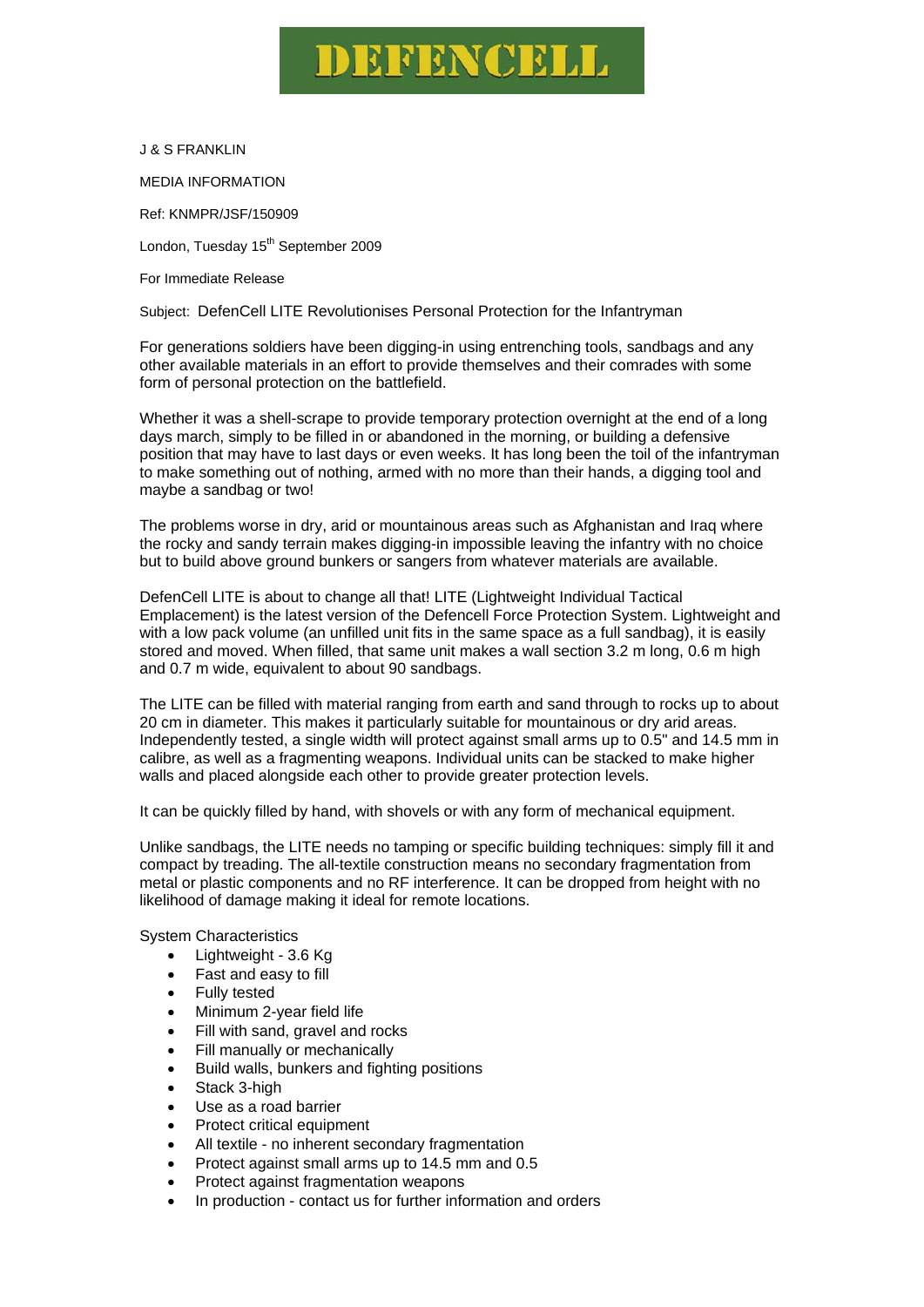# DEFENCELL

J & S FRANKLIN

MEDIA INFORMATION

Ref: KNMPR/JSF/150909

London, Tuesday 15th September 2009

For Immediate Release

Subject: DefenCell LITE Revolutionises Personal Protection for the Infantryman

For generations soldiers have been digging-in using entrenching tools, sandbags and any other available materials in an effort to provide themselves and their comrades with some form of personal protection on the battlefield.

Whether it was a shell-scrape to provide temporary protection overnight at the end of a long days march, simply to be filled in or abandoned in the morning, or building a defensive position that may have to last days or even weeks. It has long been the toil of the infantryman to make something out of nothing, armed with no more than their hands, a digging tool and maybe a sandbag or two!

The problems worse in dry, arid or mountainous areas such as Afghanistan and Iraq where the rocky and sandy terrain makes digging-in impossible leaving the infantry with no choice but to build above ground bunkers or sangers from whatever materials are available.

DefenCell LITE is about to change all that! LITE (Lightweight Individual Tactical Emplacement) is the latest version of the Defencell Force Protection System. Lightweight and with a low pack volume (an unfilled unit fits in the same space as a full sandbag), it is easily stored and moved. When filled, that same unit makes a wall section 3.2 m long, 0.6 m high and 0.7 m wide, equivalent to about 90 sandbags.

The LITE can be filled with material ranging from earth and sand through to rocks up to about 20 cm in diameter. This makes it particularly suitable for mountainous or dry arid areas. Independently tested, a single width will protect against small arms up to 0.5" and 14.5 mm in calibre, as well as a fragmenting weapons. Individual units can be stacked to make higher walls and placed alongside each other to provide greater protection levels.

It can be quickly filled by hand, with shovels or with any form of mechanical equipment.

Unlike sandbags, the LITE needs no tamping or specific building techniques: simply fill it and compact by treading. The all-textile construction means no secondary fragmentation from metal or plastic components and no RF interference. It can be dropped from height with no likelihood of damage making it ideal for remote locations.

System Characteristics

- Lightweight - 3.6 Kg
- Fast and easy to fill
- Fully tested
- Minimum 2-year field life
- Fill with sand, gravel and rocks
- Fill manually or mechanically
- Build walls, bunkers and fighting positions
- Stack 3-high
- Use as a road barrier
- Protect critical equipment
- All textile - no inherent secondary fragmentation
- Protect against small arms up to 14.5 mm and 0.5
- Protect against fragmentation weapons
- In production - contact us for further information and orders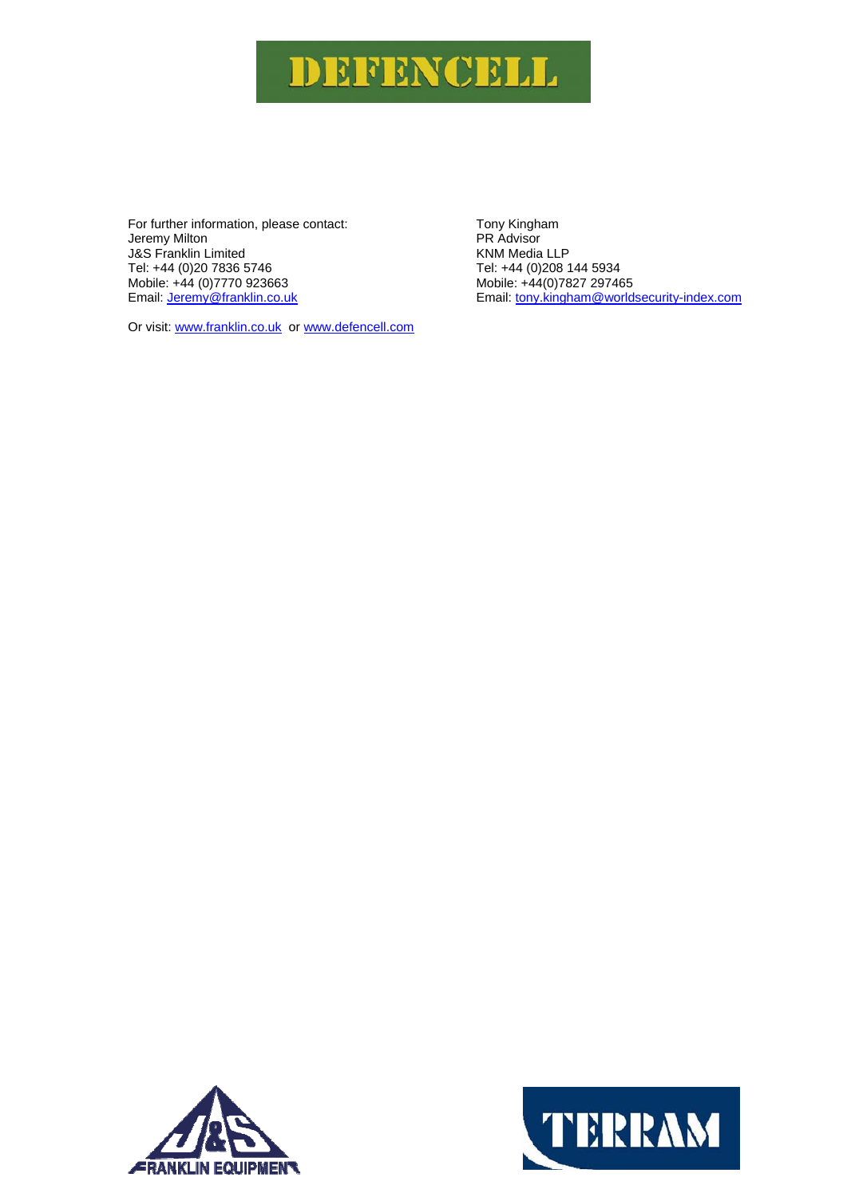DEFENCELL

For further information, please contact:
Jeremy Milton
J&S Franklin Limited
Tel: +44 (0)20 7836 5746
Mobile: +44 (0)7770 923663
Email: Jeremy@franklin.co.uk

Tony Kingham
PR Advisor
KNM Media LLP
Tel: +44 (0)208 144 5934
Mobile: +44(0)7827 297465
Email: tony.kingham@worldsecurity-index.com

Or visit: www.franklin.co.uk or www.defencell.com

J&S FRANKLIN EQUIPMENT

TERRAM